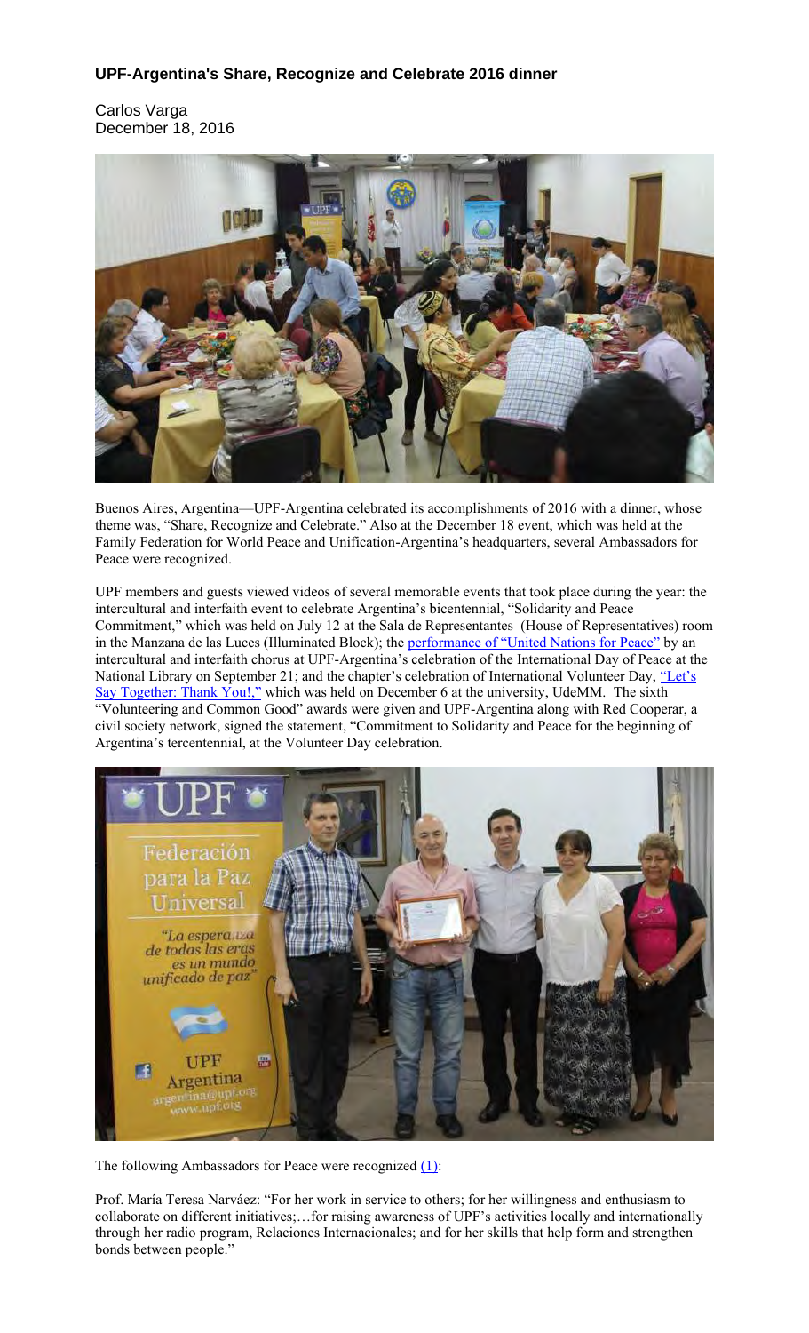### UPF-Argentina's Share, Recognize and Celebrate 2016 dinner

Carlos Varga
December 18, 2016

Buenos Aires, Argentina—UPF-Argentina celebrated its accomplishments of 2016 with a dinner, whose theme was, "Share, Recognize and Celebrate." Also at the December 18 event, which was held at the Family Federation for World Peace and Unification-Argentina's headquarters, several Ambassadors for Peace were recognized.

UPF members and guests viewed videos of several memorable events that took place during the year: the intercultural and interfaith event to celebrate Argentina's bicentennial, "Solidarity and Peace Commitment," which was held on July 12 at the Sala de Representantes (House of Representatives) room in the Manzana de las Luces (Illuminated Block); the performance of "United Nations for Peace" by an intercultural and interfaith chorus at UPF-Argentina's celebration of the International Day of Peace at the National Library on September 21; and the chapter's celebration of International Volunteer Day, "Let's Say Together: Thank You!," which was held on December 6 at the university, UdeMM. The sixth "Volunteering and Common Good" awards were given and UPF-Argentina along with Red Cooperar, a civil society network, signed the statement, "Commitment to Solidarity and Peace for the beginning of Argentina's tercentennial, at the Volunteer Day celebration.

The following Ambassadors for Peace were recognized (1):

Prof. María Teresa Narváez: "For her work in service to others; for her willingness and enthusiasm to collaborate on different initiatives;…for raising awareness of UPF's activities locally and internationally through her radio program, Relaciones Internacionales; and for her skills that help form and strengthen bonds between people."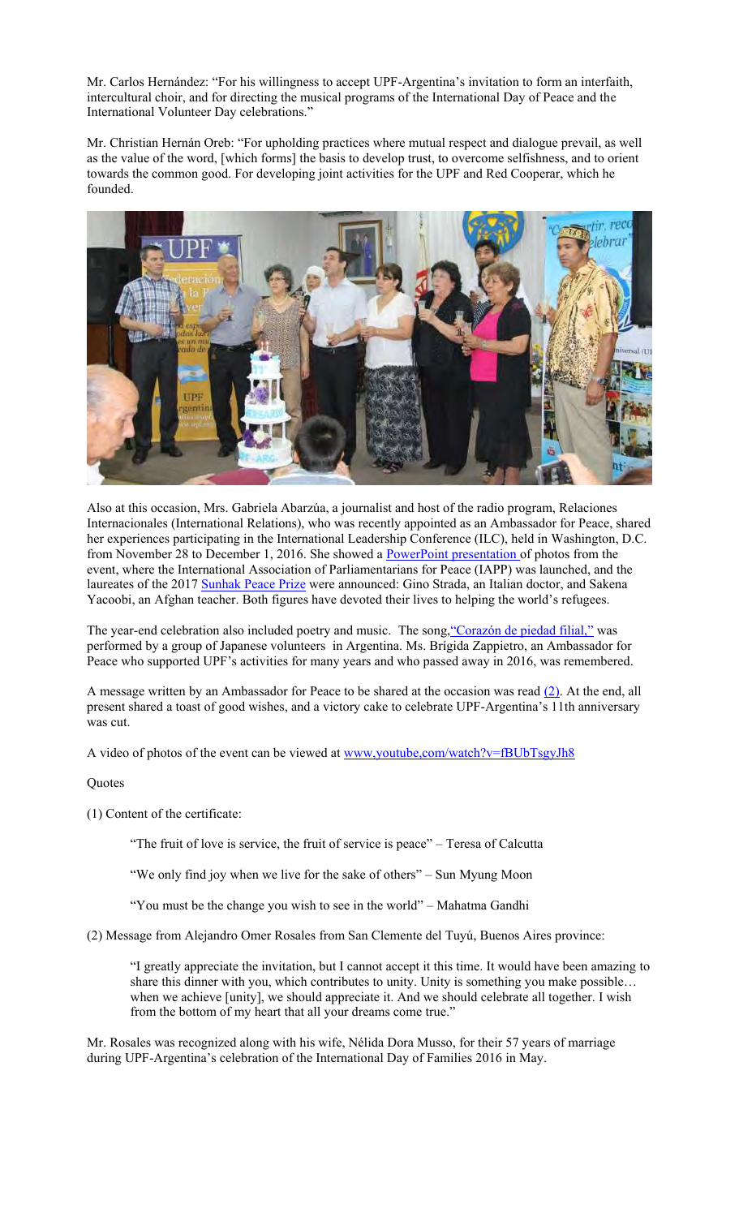Mr. Carlos Hernández: "For his willingness to accept UPF-Argentina's invitation to form an interfaith, intercultural choir, and for directing the musical programs of the International Day of Peace and the International Volunteer Day celebrations."

Mr. Christian Hernán Oreb: "For upholding practices where mutual respect and dialogue prevail, as well as the value of the word, [which forms] the basis to develop trust, to overcome selfishness, and to orient towards the common good. For developing joint activities for the UPF and Red Cooperar, which he founded.

Also at this occasion, Mrs. Gabriela Abarzúa, a journalist and host of the radio program, Relaciones Internacionales (International Relations), who was recently appointed as an Ambassador for Peace, shared her experiences participating in the International Leadership Conference (ILC), held in Washington, D.C. from November 28 to December 1, 2016. She showed a PowerPoint presentation of photos from the event, where the International Association of Parliamentarians for Peace (IAPP) was launched, and the laureates of the 2017 Sunhak Peace Prize were announced: Gino Strada, an Italian doctor, and Sakena Yacoobi, an Afghan teacher. Both figures have devoted their lives to helping the world's refugees.

The year-end celebration also included poetry and music. The song, "Corazón de piedad filial," was performed by a group of Japanese volunteers in Argentina. Ms. Brígida Zappietro, an Ambassador for Peace who supported UPF's activities for many years and who passed away in 2016, was remembered.

A message written by an Ambassador for Peace to be shared at the occasion was read (2). At the end, all present shared a toast of good wishes, and a victory cake to celebrate UPF-Argentina's 11th anniversary was cut.

A video of photos of the event can be viewed at www,youtube,com/watch?v=fBUbTsgyJh8

Quotes

(1) Content of the certificate:

> "The fruit of love is service, the fruit of service is peace" – Teresa of Calcutta
>
> "We only find joy when we live for the sake of others" – Sun Myung Moon
>
> "You must be the change you wish to see in the world" – Mahatma Gandhi

(2) Message from Alejandro Omer Rosales from San Clemente del Tuyú, Buenos Aires province:

> "I greatly appreciate the invitation, but I cannot accept it this time. It would have been amazing to share this dinner with you, which contributes to unity. Unity is something you make possible… when we achieve [unity], we should appreciate it. And we should celebrate all together. I wish from the bottom of my heart that all your dreams come true."

Mr. Rosales was recognized along with his wife, Nélida Dora Musso, for their 57 years of marriage during UPF-Argentina's celebration of the International Day of Families 2016 in May.